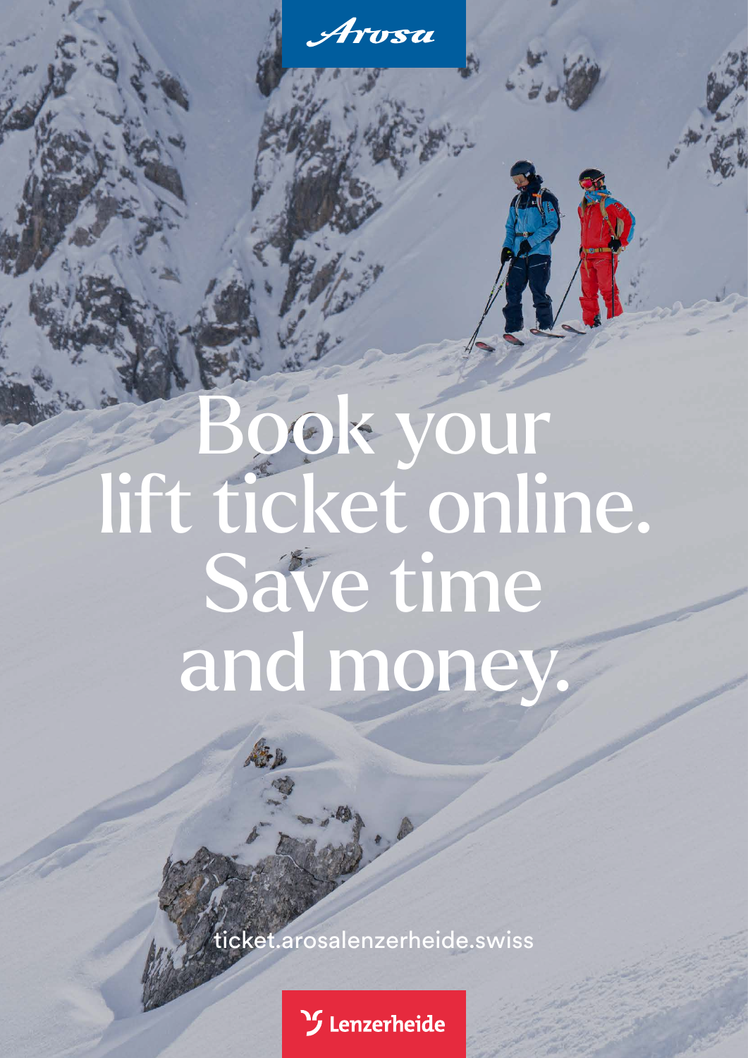Arosa

# Book your lift ticket online. Save time and money.

ticket.arosalenzerheide.swiss

Lenzerheide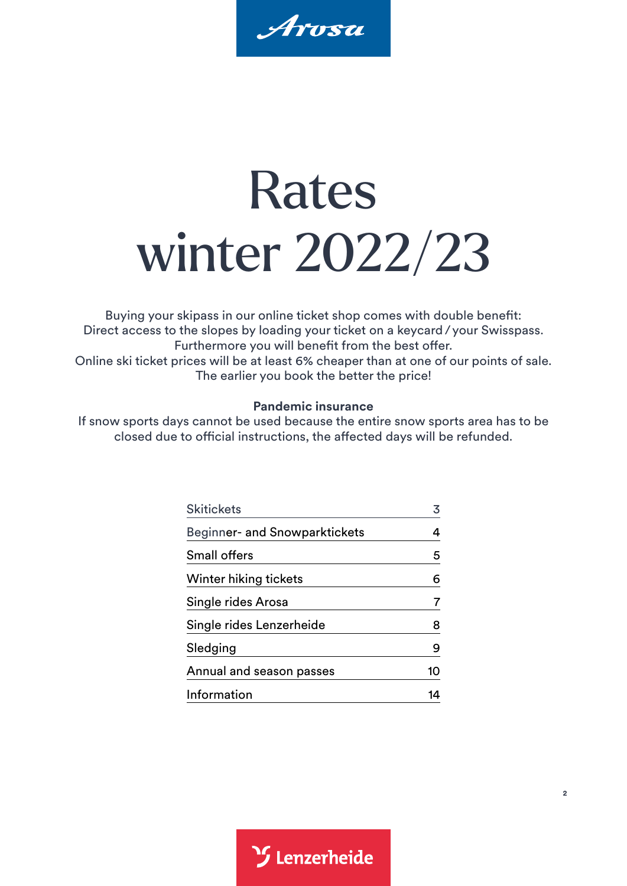Arosa

# Rates winter 2022/23

Buying your skipass in our online ticket shop comes with double benefit:
Direct access to the slopes by loading your ticket on a keycard / your Swisspass.
Furthermore you will benefit from the best offer.
Online ski ticket prices will be at least 6% cheaper than at one of our points of sale.
The earlier you book the better the price!

**Pandemic insurance**
If snow sports days cannot be used because the entire snow sports area has to be closed due to official instructions, the affected days will be refunded.

| | |
|---|---|
| Skitickets | 3 |
| Beginner- and Snowparktickets | 4 |
| Small offers | 5 |
| Winter hiking tickets | 6 |
| Single rides Arosa | 7 |
| Single rides Lenzerheide | 8 |
| Sledging | 9 |
| Annual and season passes | 10 |
| Information | 14 |

Lenzerheide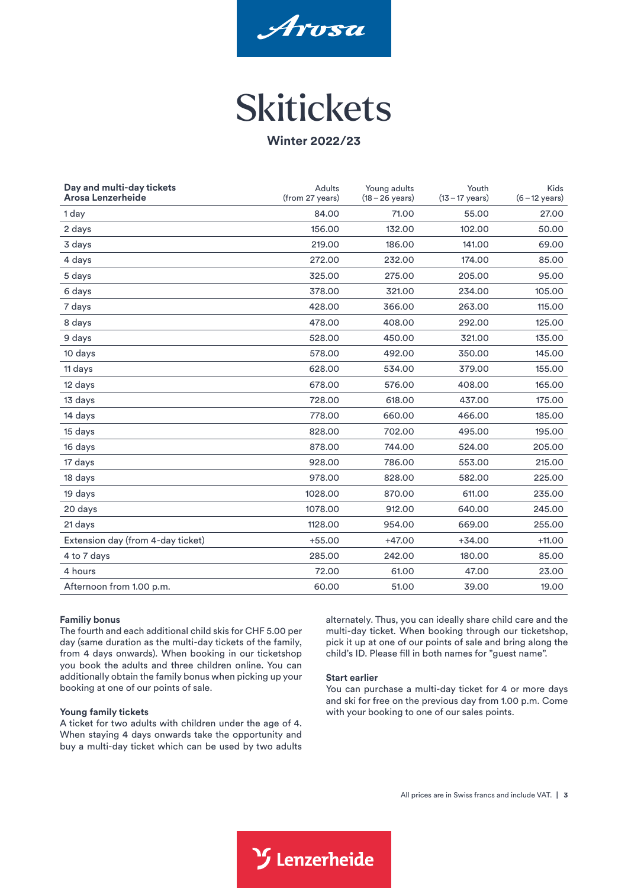Arosa

# Skitickets

**Winter 2022/23**

| **Day and multi-day tickets Arosa Lenzerheide** | Adults (from 27 years) | Young adults (18 – 26 years) | Youth (13 – 17 years) | Kids (6 – 12 years) |
|---|---|---|---|---|
| 1 day | 84.00 | 71.00 | 55.00 | 27.00 |
| 2 days | 156.00 | 132.00 | 102.00 | 50.00 |
| 3 days | 219.00 | 186.00 | 141.00 | 69.00 |
| 4 days | 272.00 | 232.00 | 174.00 | 85.00 |
| 5 days | 325.00 | 275.00 | 205.00 | 95.00 |
| 6 days | 378.00 | 321.00 | 234.00 | 105.00 |
| 7 days | 428.00 | 366.00 | 263.00 | 115.00 |
| 8 days | 478.00 | 408.00 | 292.00 | 125.00 |
| 9 days | 528.00 | 450.00 | 321.00 | 135.00 |
| 10 days | 578.00 | 492.00 | 350.00 | 145.00 |
| 11 days | 628.00 | 534.00 | 379.00 | 155.00 |
| 12 days | 678.00 | 576.00 | 408.00 | 165.00 |
| 13 days | 728.00 | 618.00 | 437.00 | 175.00 |
| 14 days | 778.00 | 660.00 | 466.00 | 185.00 |
| 15 days | 828.00 | 702.00 | 495.00 | 195.00 |
| 16 days | 878.00 | 744.00 | 524.00 | 205.00 |
| 17 days | 928.00 | 786.00 | 553.00 | 215.00 |
| 18 days | 978.00 | 828.00 | 582.00 | 225.00 |
| 19 days | 1028.00 | 870.00 | 611.00 | 235.00 |
| 20 days | 1078.00 | 912.00 | 640.00 | 245.00 |
| 21 days | 1128.00 | 954.00 | 669.00 | 255.00 |
| Extension day (from 4-day ticket) | +55.00 | +47.00 | +34.00 | +11.00 |
| 4 to 7 days | 285.00 | 242.00 | 180.00 | 85.00 |
| 4 hours | 72.00 | 61.00 | 47.00 | 23.00 |
| Afternoon from 1.00 p.m. | 60.00 | 51.00 | 39.00 | 19.00 |

**Familiy bonus**
The fourth and each additional child skis for CHF 5.00 per day (same duration as the multi-day tickets of the family, from 4 days onwards). When booking in our ticketshop you book the adults and three children online. You can additionally obtain the family bonus when picking up your booking at one of our points of sale.

**Young family tickets**
A ticket for two adults with children under the age of 4. When staying 4 days onwards take the opportunity and buy a multi-day ticket which can be used by two adults alternately. Thus, you can ideally share child care and the multi-day ticket. When booking through our ticketshop, pick it up at one of our points of sale and bring along the child's ID. Please fill in both names for "guest name".

**Start earlier**
You can purchase a multi-day ticket for 4 or more days and ski for free on the previous day from 1.00 p.m. Come with your booking to one of our sales points.

All prices are in Swiss francs and include VAT.

Lenzerheide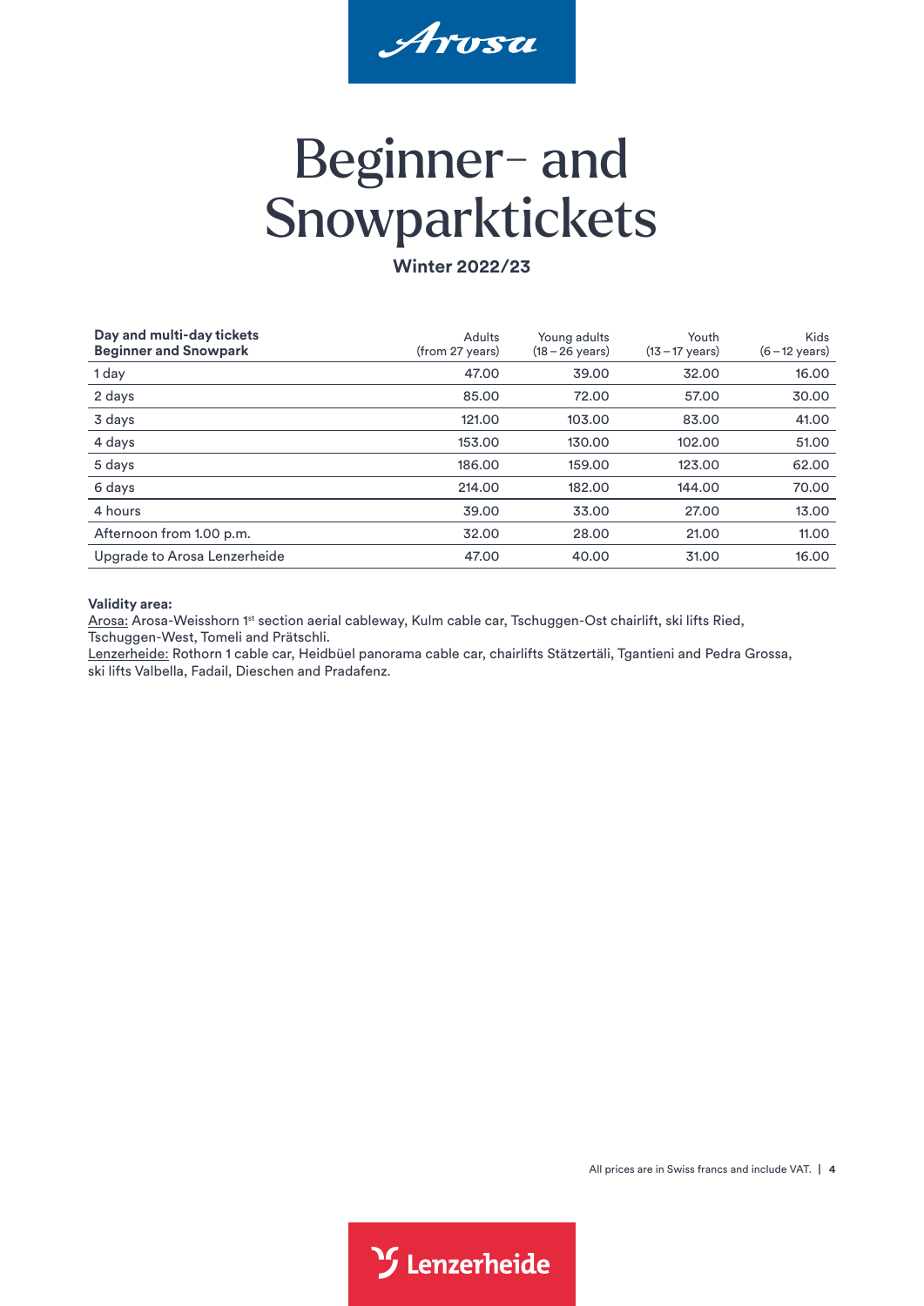Arosa

# Beginner- and Snowparktickets

**Winter 2022/23**

| **Day and multi-day tickets Beginner and Snowpark** | Adults (from 27 years) | Young adults (18 – 26 years) | Youth (13 – 17 years) | Kids (6 – 12 years) |
|---|---|---|---|---|
| 1 day | 47.00 | 39.00 | 32.00 | 16.00 |
| 2 days | 85.00 | 72.00 | 57.00 | 30.00 |
| 3 days | 121.00 | 103.00 | 83.00 | 41.00 |
| 4 days | 153.00 | 130.00 | 102.00 | 51.00 |
| 5 days | 186.00 | 159.00 | 123.00 | 62.00 |
| 6 days | 214.00 | 182.00 | 144.00 | 70.00 |
| 4 hours | 39.00 | 33.00 | 27.00 | 13.00 |
| Afternoon from 1.00 p.m. | 32.00 | 28.00 | 21.00 | 11.00 |
| Upgrade to Arosa Lenzerheide | 47.00 | 40.00 | 31.00 | 16.00 |

**Validity area:**
Arosa: Arosa-Weisshorn 1st section aerial cableway, Kulm cable car, Tschuggen-Ost chairlift, ski lifts Ried, Tschuggen-West, Tomeli and Prätschli.
Lenzerheide: Rothorn 1 cable car, Heidbüel panorama cable car, chairlifts Stätzertäli, Tgantieni and Pedra Grossa, ski lifts Valbella, Fadail, Dieschen and Pradafenz.

All prices are in Swiss francs and include VAT.

Lenzerheide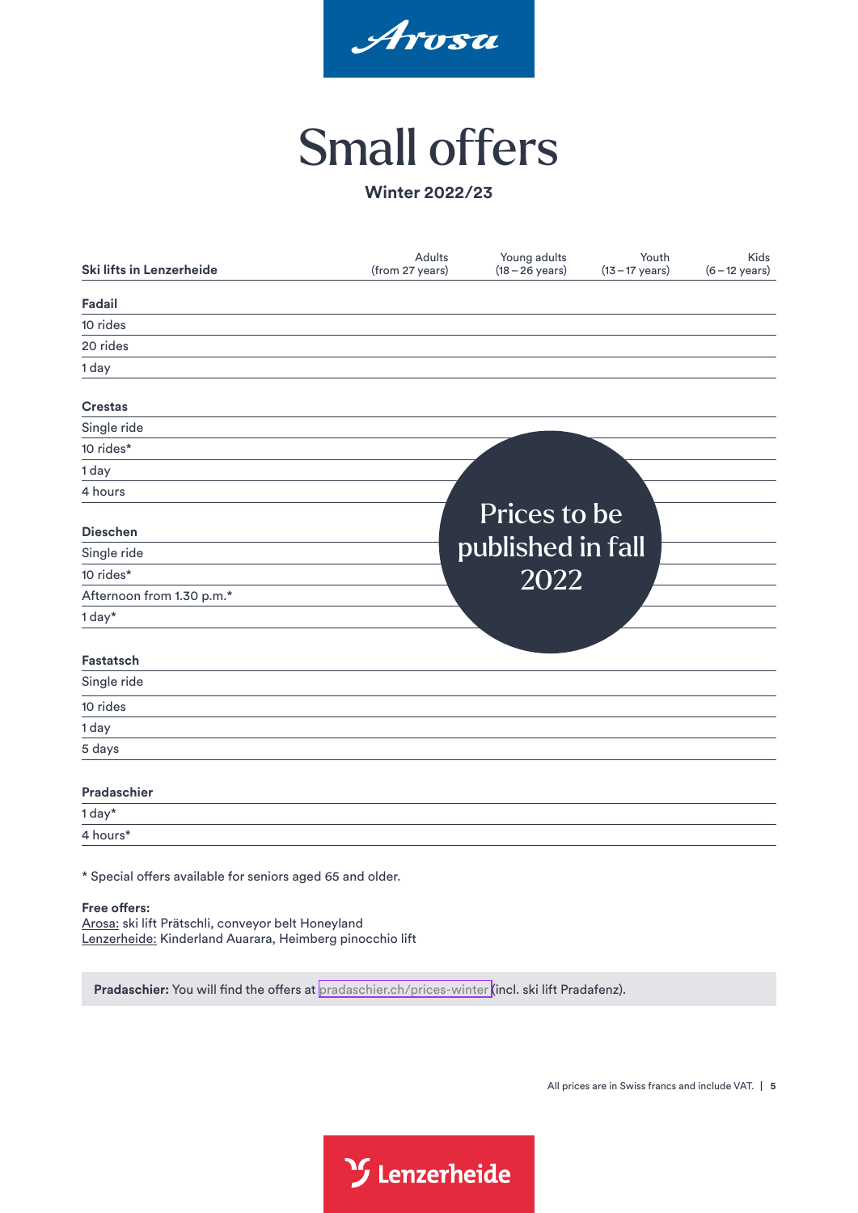Arosa

# Small offers

**Winter 2022/23**

| Ski lifts in Lenzerheide | Adults (from 27 years) | Young adults (18 – 26 years) | Youth (13 – 17 years) | Kids (6 – 12 years) |
|---|---|---|---|---|
| **Fadail** | | | | |
| 10 rides | | | | |
| 20 rides | | | | |
| 1 day | | | | |
| **Crestas** | | | | |
| Single ride | | | | |
| 10 rides* | | | | |
| 1 day | | | | |
| 4 hours | | | | |
| **Dieschen** | | | | |
| Single ride | | | | |
| 10 rides* | | | | |
| Afternoon from 1.30 p.m.* | | | | |
| 1 day* | | | | |
| **Fastatsch** | | | | |
| Single ride | | | | |
| 10 rides | | | | |
| 1 day | | | | |
| 5 days | | | | |
| **Pradaschier** | | | | |
| 1 day* | | | | |
| 4 hours* | | | | |

Prices to be published in fall 2022

* Special offers available for seniors aged 65 and older.

**Free offers:**
Arosa: ski lift Prätschli, conveyor belt Honeyland
Lenzerheide: Kinderland Auarara, Heimberg pinocchio lift

**Pradaschier:** You will find the offers at pradaschier.ch/prices-winter (incl. ski lift Pradafenz).

All prices are in Swiss francs and include VAT.

Lenzerheide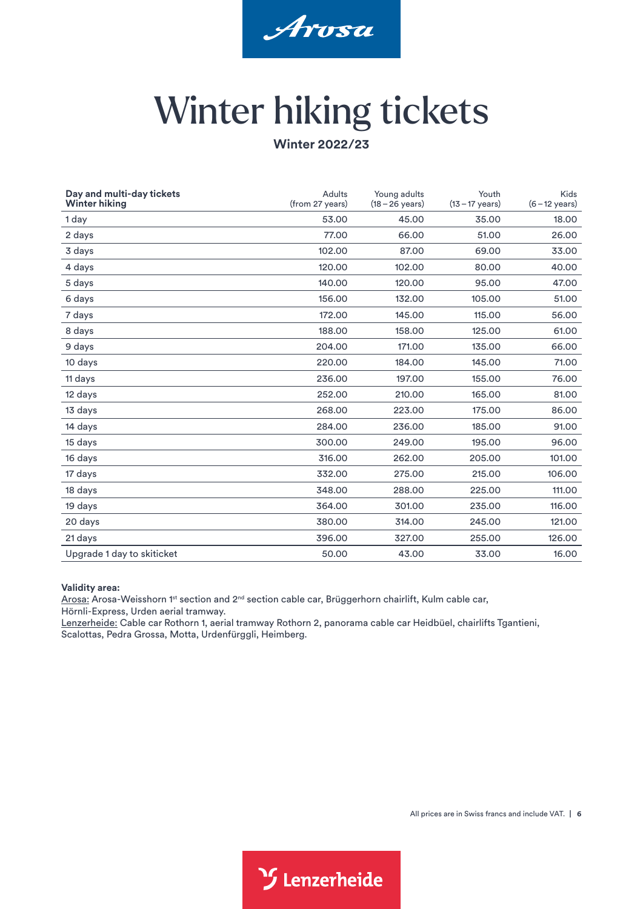# Winter hiking tickets

**Winter 2022/23**

| **Day and multi-day tickets Winter hiking** | Adults (from 27 years) | Young adults (18 – 26 years) | Youth (13 – 17 years) | Kids (6 – 12 years) |
|---|---|---|---|---|
| 1 day | 53.00 | 45.00 | 35.00 | 18.00 |
| 2 days | 77.00 | 66.00 | 51.00 | 26.00 |
| 3 days | 102.00 | 87.00 | 69.00 | 33.00 |
| 4 days | 120.00 | 102.00 | 80.00 | 40.00 |
| 5 days | 140.00 | 120.00 | 95.00 | 47.00 |
| 6 days | 156.00 | 132.00 | 105.00 | 51.00 |
| 7 days | 172.00 | 145.00 | 115.00 | 56.00 |
| 8 days | 188.00 | 158.00 | 125.00 | 61.00 |
| 9 days | 204.00 | 171.00 | 135.00 | 66.00 |
| 10 days | 220.00 | 184.00 | 145.00 | 71.00 |
| 11 days | 236.00 | 197.00 | 155.00 | 76.00 |
| 12 days | 252.00 | 210.00 | 165.00 | 81.00 |
| 13 days | 268.00 | 223.00 | 175.00 | 86.00 |
| 14 days | 284.00 | 236.00 | 185.00 | 91.00 |
| 15 days | 300.00 | 249.00 | 195.00 | 96.00 |
| 16 days | 316.00 | 262.00 | 205.00 | 101.00 |
| 17 days | 332.00 | 275.00 | 215.00 | 106.00 |
| 18 days | 348.00 | 288.00 | 225.00 | 111.00 |
| 19 days | 364.00 | 301.00 | 235.00 | 116.00 |
| 20 days | 380.00 | 314.00 | 245.00 | 121.00 |
| 21 days | 396.00 | 327.00 | 255.00 | 126.00 |
| Upgrade 1 day to skiticket | 50.00 | 43.00 | 33.00 | 16.00 |

**Validity area:**

Arosa: Arosa-Weisshorn 1st section and 2nd section cable car, Brüggerhorn chairlift, Kulm cable car, Hörnli-Express, Urden aerial tramway.

Lenzerheide: Cable car Rothorn 1, aerial tramway Rothorn 2, panorama cable car Heidbüel, chairlifts Tgantieni, Scalottas, Pedra Grossa, Motta, Urdenfürggli, Heimberg.

All prices are in Swiss francs and include VAT.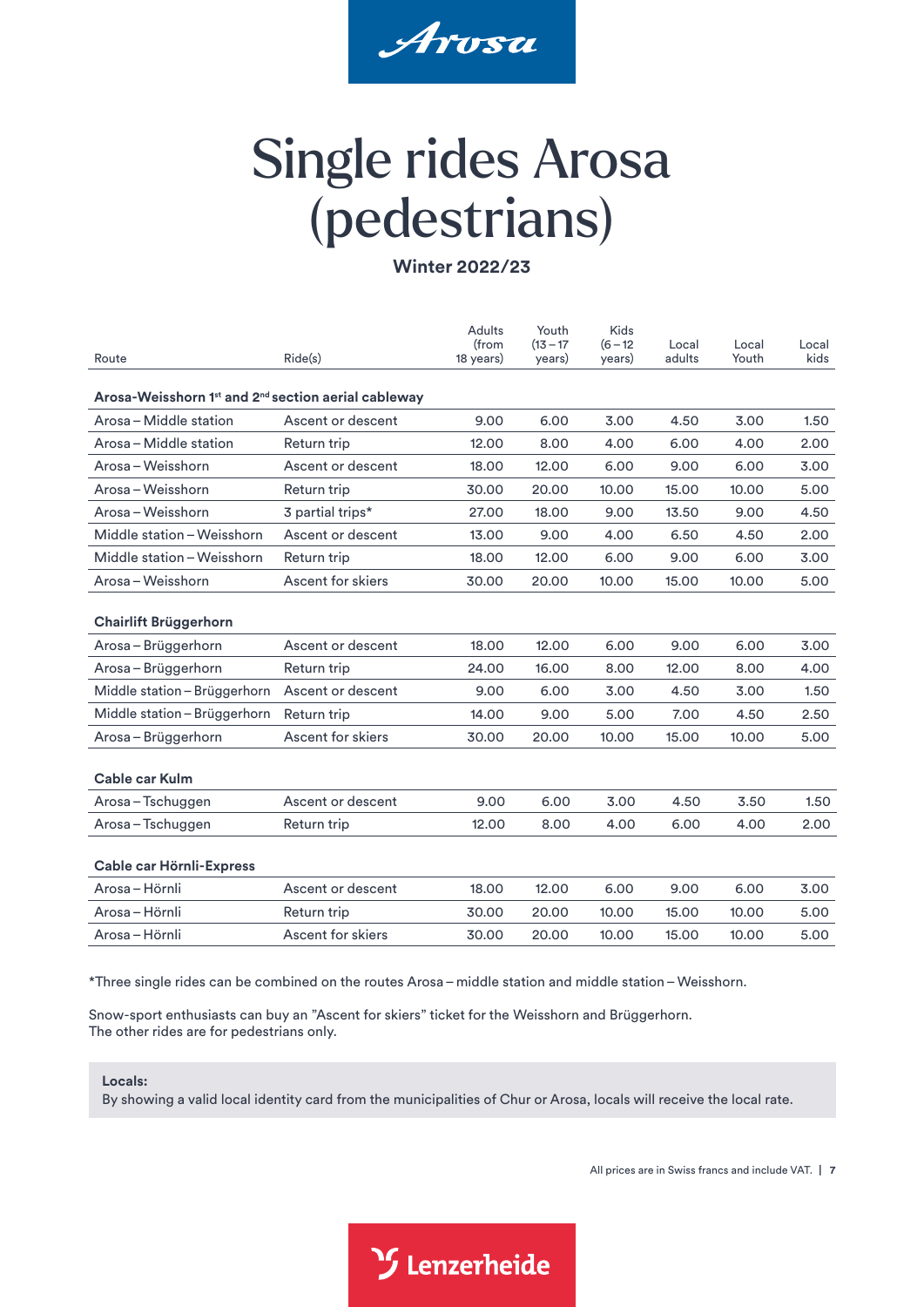Arosa

# Single rides Arosa (pedestrians)

**Winter 2022/23**

| Route | Ride(s) | Adults (from 18 years) | Youth (13 – 17 years) | Kids (6 – 12 years) | Local adults | Local Youth | Local kids |
|---|---|---|---|---|---|---|---|
| **Arosa-Weisshorn 1st and 2nd section aerial cableway** | | | | | | | |
| Arosa – Middle station | Ascent or descent | 9.00 | 6.00 | 3.00 | 4.50 | 3.00 | 1.50 |
| Arosa – Middle station | Return trip | 12.00 | 8.00 | 4.00 | 6.00 | 4.00 | 2.00 |
| Arosa – Weisshorn | Ascent or descent | 18.00 | 12.00 | 6.00 | 9.00 | 6.00 | 3.00 |
| Arosa – Weisshorn | Return trip | 30.00 | 20.00 | 10.00 | 15.00 | 10.00 | 5.00 |
| Arosa – Weisshorn | 3 partial trips* | 27.00 | 18.00 | 9.00 | 13.50 | 9.00 | 4.50 |
| Middle station – Weisshorn | Ascent or descent | 13.00 | 9.00 | 4.00 | 6.50 | 4.50 | 2.00 |
| Middle station – Weisshorn | Return trip | 18.00 | 12.00 | 6.00 | 9.00 | 6.00 | 3.00 |
| Arosa – Weisshorn | Ascent for skiers | 30.00 | 20.00 | 10.00 | 15.00 | 10.00 | 5.00 |
| **Chairlift Brüggerhorn** | | | | | | | |
| Arosa – Brüggerhorn | Ascent or descent | 18.00 | 12.00 | 6.00 | 9.00 | 6.00 | 3.00 |
| Arosa – Brüggerhorn | Return trip | 24.00 | 16.00 | 8.00 | 12.00 | 8.00 | 4.00 |
| Middle station – Brüggerhorn | Ascent or descent | 9.00 | 6.00 | 3.00 | 4.50 | 3.00 | 1.50 |
| Middle station – Brüggerhorn | Return trip | 14.00 | 9.00 | 5.00 | 7.00 | 4.50 | 2.50 |
| Arosa – Brüggerhorn | Ascent for skiers | 30.00 | 20.00 | 10.00 | 15.00 | 10.00 | 5.00 |
| **Cable car Kulm** | | | | | | | |
| Arosa – Tschuggen | Ascent or descent | 9.00 | 6.00 | 3.00 | 4.50 | 3.50 | 1.50 |
| Arosa – Tschuggen | Return trip | 12.00 | 8.00 | 4.00 | 6.00 | 4.00 | 2.00 |
| **Cable car Hörnli-Express** | | | | | | | |
| Arosa – Hörnli | Ascent or descent | 18.00 | 12.00 | 6.00 | 9.00 | 6.00 | 3.00 |
| Arosa – Hörnli | Return trip | 30.00 | 20.00 | 10.00 | 15.00 | 10.00 | 5.00 |
| Arosa – Hörnli | Ascent for skiers | 30.00 | 20.00 | 10.00 | 15.00 | 10.00 | 5.00 |

*Three single rides can be combined on the routes Arosa – middle station and middle station – Weisshorn.

Snow-sport enthusiasts can buy an "Ascent for skiers" ticket for the Weisshorn and Brüggerhorn.
The other rides are for pedestrians only.

**Locals:**
By showing a valid local identity card from the municipalities of Chur or Arosa, locals will receive the local rate.

All prices are in Swiss francs and include VAT.

Lenzerheide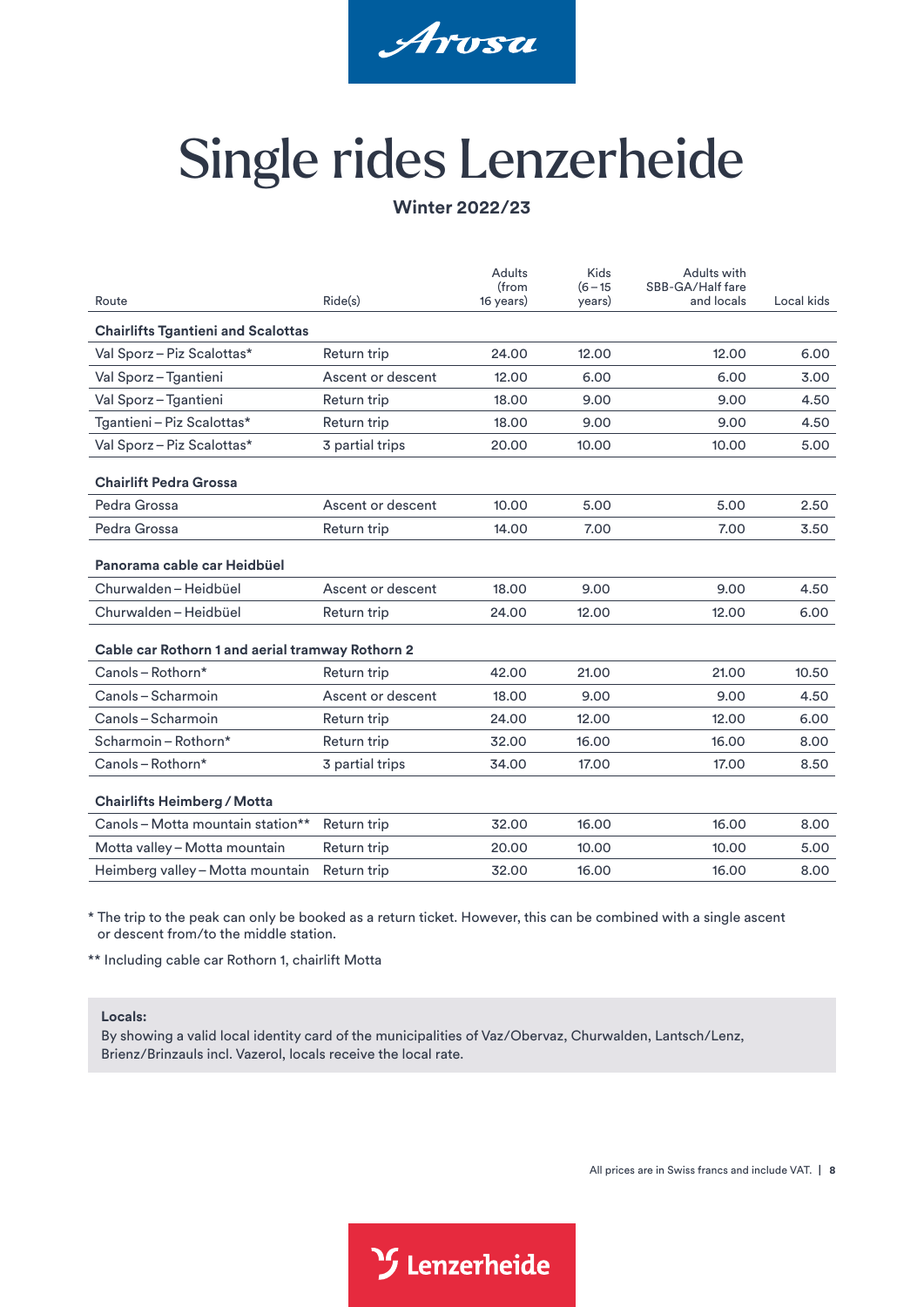Arosa

# Single rides Lenzerheide

**Winter 2022/23**

| Route | Ride(s) | Adults (from 16 years) | Kids (6 – 15 years) | Adults with SBB-GA/Half fare and locals | Local kids |
|---|---|---|---|---|---|
| **Chairlifts Tgantieni and Scalottas** | | | | | |
| Val Sporz – Piz Scalottas* | Return trip | 24.00 | 12.00 | 12.00 | 6.00 |
| Val Sporz – Tgantieni | Ascent or descent | 12.00 | 6.00 | 6.00 | 3.00 |
| Val Sporz – Tgantieni | Return trip | 18.00 | 9.00 | 9.00 | 4.50 |
| Tgantieni – Piz Scalottas* | Return trip | 18.00 | 9.00 | 9.00 | 4.50 |
| Val Sporz – Piz Scalottas* | 3 partial trips | 20.00 | 10.00 | 10.00 | 5.00 |
| **Chairlift Pedra Grossa** | | | | | |
| Pedra Grossa | Ascent or descent | 10.00 | 5.00 | 5.00 | 2.50 |
| Pedra Grossa | Return trip | 14.00 | 7.00 | 7.00 | 3.50 |
| **Panorama cable car Heidbüel** | | | | | |
| Churwalden – Heidbüel | Ascent or descent | 18.00 | 9.00 | 9.00 | 4.50 |
| Churwalden – Heidbüel | Return trip | 24.00 | 12.00 | 12.00 | 6.00 |
| **Cable car Rothorn 1 and aerial tramway Rothorn 2** | | | | | |
| Canols – Rothorn* | Return trip | 42.00 | 21.00 | 21.00 | 10.50 |
| Canols – Scharmoin | Ascent or descent | 18.00 | 9.00 | 9.00 | 4.50 |
| Canols – Scharmoin | Return trip | 24.00 | 12.00 | 12.00 | 6.00 |
| Scharmoin – Rothorn* | Return trip | 32.00 | 16.00 | 16.00 | 8.00 |
| Canols – Rothorn* | 3 partial trips | 34.00 | 17.00 | 17.00 | 8.50 |
| **Chairlifts Heimberg / Motta** | | | | | |
| Canols – Motta mountain station** | Return trip | 32.00 | 16.00 | 16.00 | 8.00 |
| Motta valley – Motta mountain | Return trip | 20.00 | 10.00 | 10.00 | 5.00 |
| Heimberg valley – Motta mountain | Return trip | 32.00 | 16.00 | 16.00 | 8.00 |

* The trip to the peak can only be booked as a return ticket. However, this can be combined with a single ascent or descent from/to the middle station.

** Including cable car Rothorn 1, chairlift Motta

**Locals:**
By showing a valid local identity card of the municipalities of Vaz/Obervaz, Churwalden, Lantsch/Lenz, Brienz/Brinzauls incl. Vazerol, locals receive the local rate.

All prices are in Swiss francs and include VAT.

Lenzerheide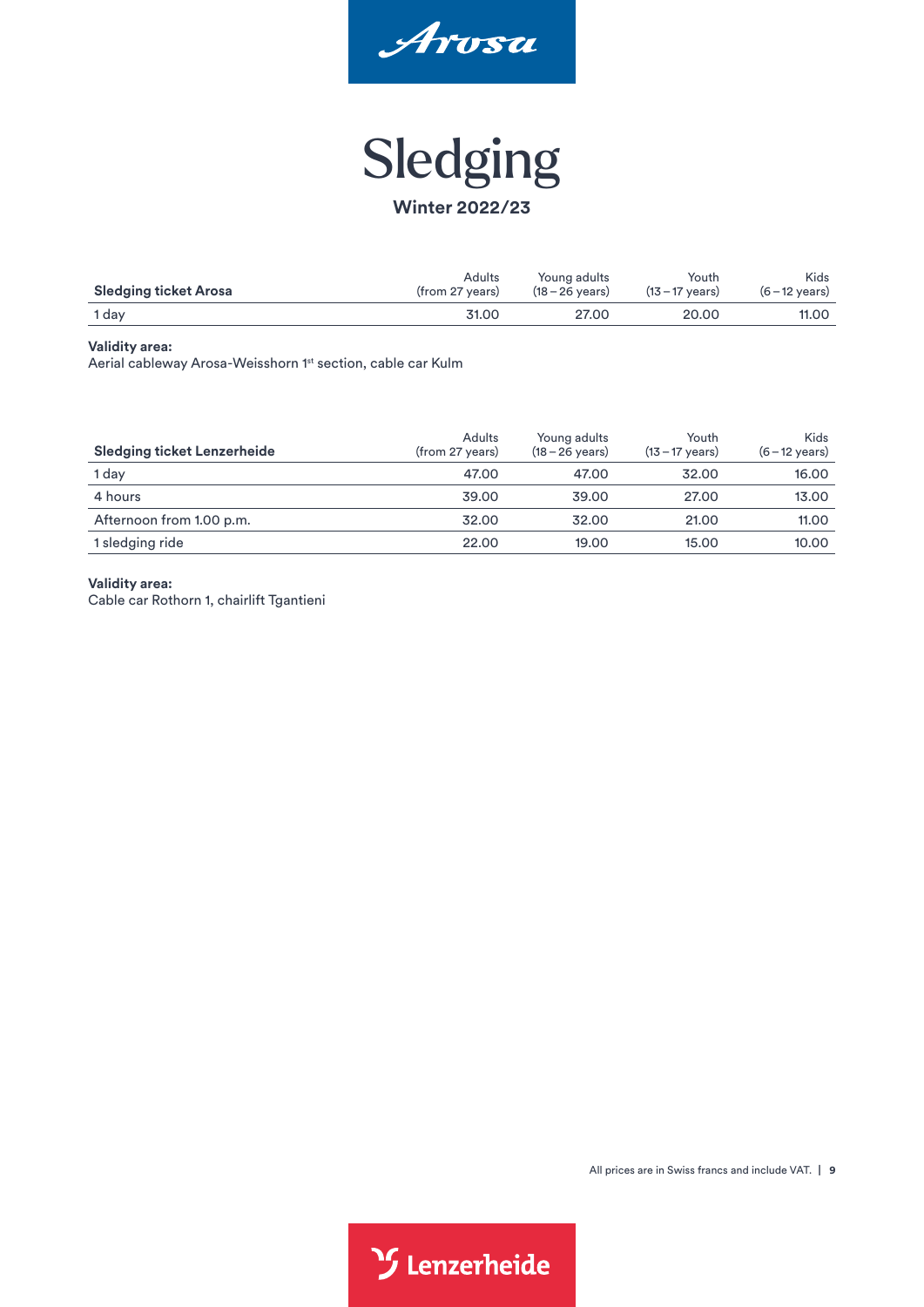# Sledging

**Winter 2022/23**

| Sledging ticket Arosa | Adults (from 27 years) | Young adults (18 – 26 years) | Youth (13 – 17 years) | Kids (6 – 12 years) |
|---|---|---|---|---|
| 1 day | 31.00 | 27.00 | 20.00 | 11.00 |

**Validity area:**
Aerial cableway Arosa-Weisshorn 1st section, cable car Kulm

| Sledging ticket Lenzerheide | Adults (from 27 years) | Young adults (18 – 26 years) | Youth (13 – 17 years) | Kids (6 – 12 years) |
|---|---|---|---|---|
| 1 day | 47.00 | 47.00 | 32.00 | 16.00 |
| 4 hours | 39.00 | 39.00 | 27.00 | 13.00 |
| Afternoon from 1.00 p.m. | 32.00 | 32.00 | 21.00 | 11.00 |
| 1 sledging ride | 22.00 | 19.00 | 15.00 | 10.00 |

**Validity area:**
Cable car Rothorn 1, chairlift Tgantieni

All prices are in Swiss francs and include VAT.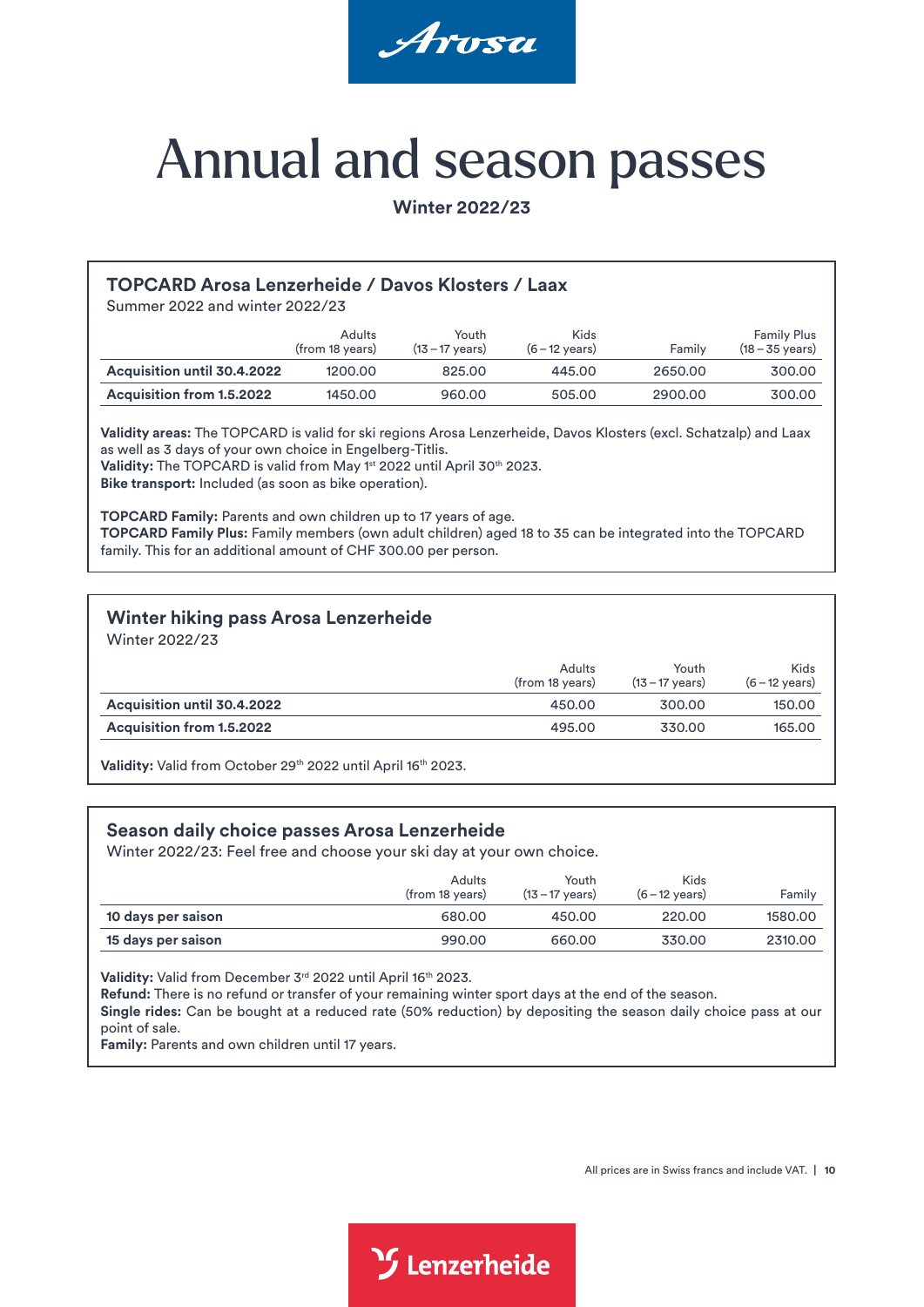# Annual and season passes

**Winter 2022/23**

## TOPCARD Arosa Lenzerheide / Davos Klosters / Laax

Summer 2022 and winter 2022/23

| | Adults (from 18 years) | Youth (13 – 17 years) | Kids (6 – 12 years) | Family | Family Plus (18 – 35 years) |
|---|---|---|---|---|---|
| **Acquisition until 30.4.2022** | 1200.00 | 825.00 | 445.00 | 2650.00 | 300.00 |
| **Acquisition from 1.5.2022** | 1450.00 | 960.00 | 505.00 | 2900.00 | 300.00 |

**Validity areas:** The TOPCARD is valid for ski regions Arosa Lenzerheide, Davos Klosters (excl. Schatzalp) and Laax as well as 3 days of your own choice in Engelberg-Titlis.
**Validity:** The TOPCARD is valid from May 1st 2022 until April 30th 2023.
**Bike transport:** Included (as soon as bike operation).

**TOPCARD Family:** Parents and own children up to 17 years of age.
**TOPCARD Family Plus:** Family members (own adult children) aged 18 to 35 can be integrated into the TOPCARD family. This for an additional amount of CHF 300.00 per person.

## Winter hiking pass Arosa Lenzerheide

Winter 2022/23

| | Adults (from 18 years) | Youth (13 – 17 years) | Kids (6 – 12 years) |
|---|---|---|---|
| **Acquisition until 30.4.2022** | 450.00 | 300.00 | 150.00 |
| **Acquisition from 1.5.2022** | 495.00 | 330.00 | 165.00 |

**Validity:** Valid from October 29th 2022 until April 16th 2023.

## Season daily choice passes Arosa Lenzerheide

Winter 2022/23: Feel free and choose your ski day at your own choice.

| | Adults (from 18 years) | Youth (13 – 17 years) | Kids (6 – 12 years) | Family |
|---|---|---|---|---|
| **10 days per saison** | 680.00 | 450.00 | 220.00 | 1580.00 |
| **15 days per saison** | 990.00 | 660.00 | 330.00 | 2310.00 |

**Validity:** Valid from December 3rd 2022 until April 16th 2023.
**Refund:** There is no refund or transfer of your remaining winter sport days at the end of the season.
**Single rides:** Can be bought at a reduced rate (50% reduction) by depositing the season daily choice pass at our point of sale.
**Family:** Parents and own children until 17 years.

All prices are in Swiss francs and include VAT.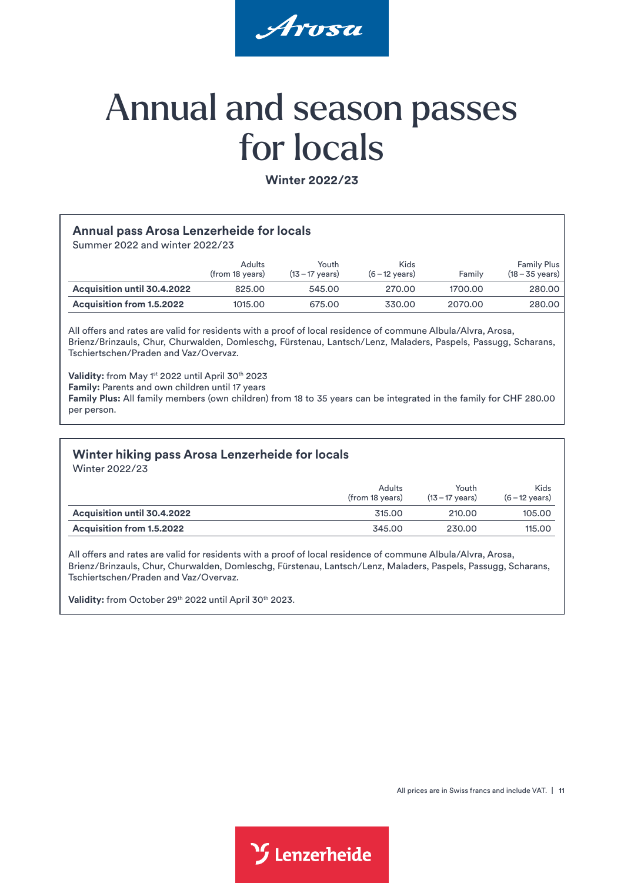# Annual and season passes for locals

**Winter 2022/23**

## Annual pass Arosa Lenzerheide for locals

Summer 2022 and winter 2022/23

| | Adults (from 18 years) | Youth (13 – 17 years) | Kids (6 – 12 years) | Family | Family Plus (18 – 35 years) |
|---|---|---|---|---|---|
| **Acquisition until 30.4.2022** | 825.00 | 545.00 | 270.00 | 1700.00 | 280.00 |
| **Acquisition from 1.5.2022** | 1015.00 | 675.00 | 330.00 | 2070.00 | 280.00 |

All offers and rates are valid for residents with a proof of local residence of commune Albula/Alvra, Arosa, Brienz/Brinzauls, Chur, Churwalden, Domleschg, Fürstenau, Lantsch/Lenz, Maladers, Paspels, Passugg, Scharans, Tschiertschen/Praden and Vaz/Overvaz.

**Validity:** from May 1st 2022 until April 30th 2023
**Family:** Parents and own children until 17 years
**Family Plus:** All family members (own children) from 18 to 35 years can be integrated in the family for CHF 280.00 per person.

## Winter hiking pass Arosa Lenzerheide for locals

Winter 2022/23

| | Adults (from 18 years) | Youth (13 – 17 years) | Kids (6 – 12 years) |
|---|---|---|---|
| **Acquisition until 30.4.2022** | 315.00 | 210.00 | 105.00 |
| **Acquisition from 1.5.2022** | 345.00 | 230.00 | 115.00 |

All offers and rates are valid for residents with a proof of local residence of commune Albula/Alvra, Arosa, Brienz/Brinzauls, Chur, Churwalden, Domleschg, Fürstenau, Lantsch/Lenz, Maladers, Paspels, Passugg, Scharans, Tschiertschen/Praden and Vaz/Overvaz.

**Validity:** from October 29th 2022 until April 30th 2023.

All prices are in Swiss francs and include VAT.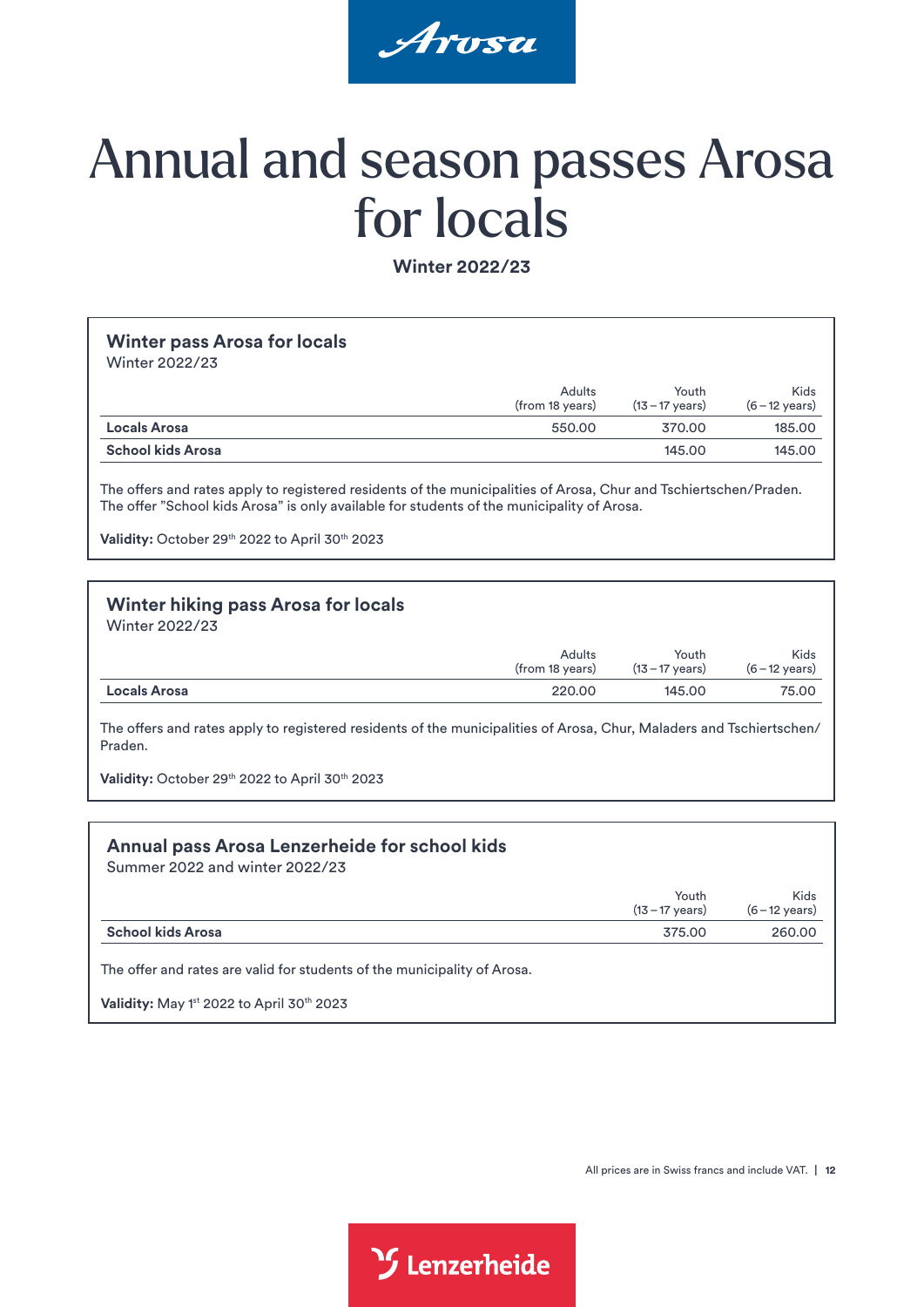# Annual and season passes Arosa for locals

**Winter 2022/23**

## Winter pass Arosa for locals

Winter 2022/23

| | Adults (from 18 years) | Youth (13 – 17 years) | Kids (6 – 12 years) |
|---|---|---|---|
| **Locals Arosa** | 550.00 | 370.00 | 185.00 |
| **School kids Arosa** | | 145.00 | 145.00 |

The offers and rates apply to registered residents of the municipalities of Arosa, Chur and Tschiertschen/Praden. The offer "School kids Arosa" is only available for students of the municipality of Arosa.

**Validity:** October 29th 2022 to April 30th 2023

## Winter hiking pass Arosa for locals

Winter 2022/23

| | Adults (from 18 years) | Youth (13 – 17 years) | Kids (6 – 12 years) |
|---|---|---|---|
| **Locals Arosa** | 220.00 | 145.00 | 75.00 |

The offers and rates apply to registered residents of the municipalities of Arosa, Chur, Maladers and Tschiertschen/Praden.

**Validity:** October 29th 2022 to April 30th 2023

## Annual pass Arosa Lenzerheide for school kids

Summer 2022 and winter 2022/23

| | Youth (13 – 17 years) | Kids (6 – 12 years) |
|---|---|---|
| **School kids Arosa** | 375.00 | 260.00 |

The offer and rates are valid for students of the municipality of Arosa.

**Validity:** May 1st 2022 to April 30th 2023

All prices are in Swiss francs and include VAT.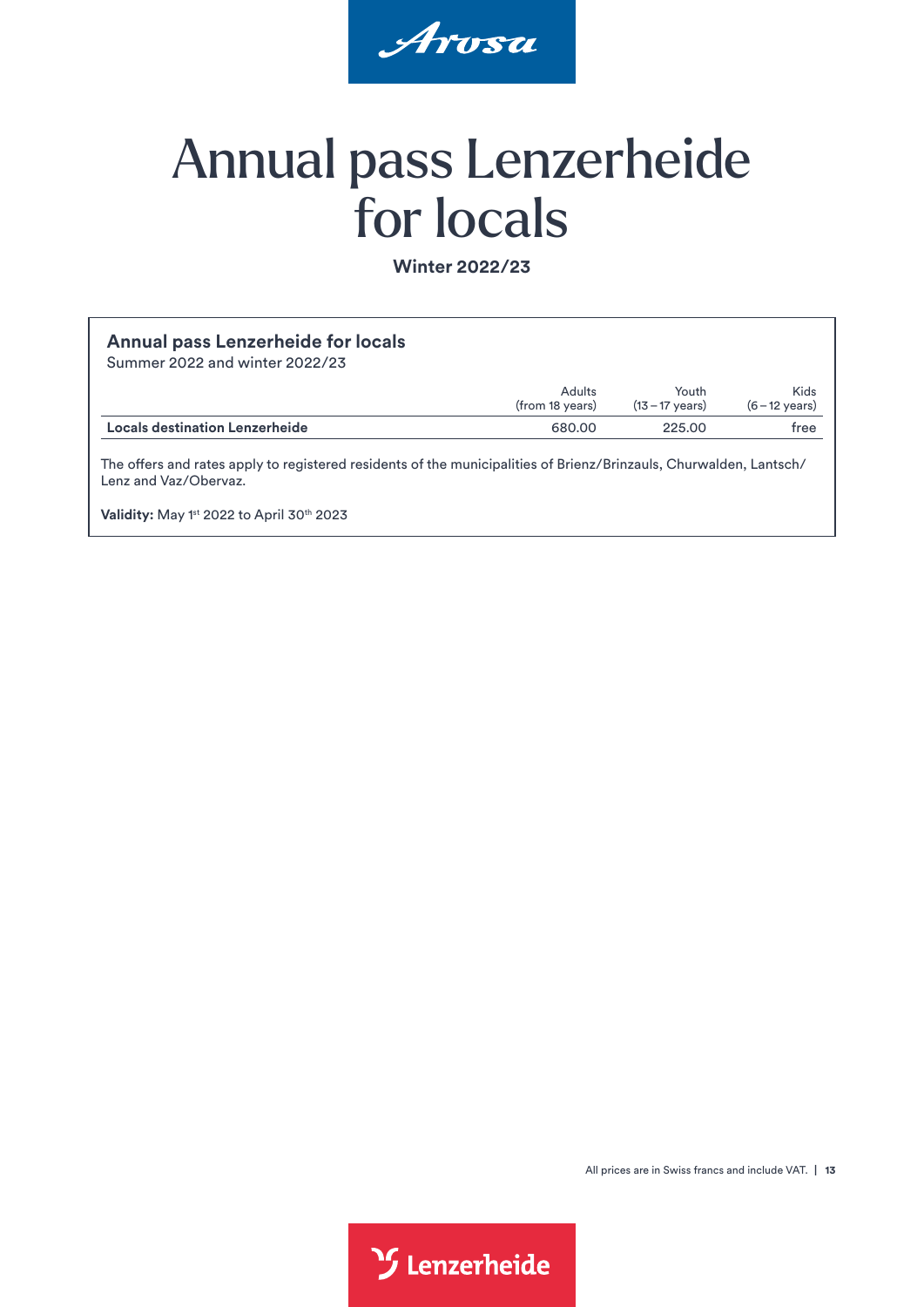# Annual pass Lenzerheide for locals

**Winter 2022/23**

### Annual pass Lenzerheide for locals

Summer 2022 and winter 2022/23

| | Adults (from 18 years) | Youth (13 – 17 years) | Kids (6 – 12 years) |
|---|---|---|---|
| **Locals destination Lenzerheide** | 680.00 | 225.00 | free |

The offers and rates apply to registered residents of the municipalities of Brienz/Brinzauls, Churwalden, Lantsch/Lenz and Vaz/Obervaz.

**Validity:** May 1st 2022 to April 30th 2023

All prices are in Swiss francs and include VAT.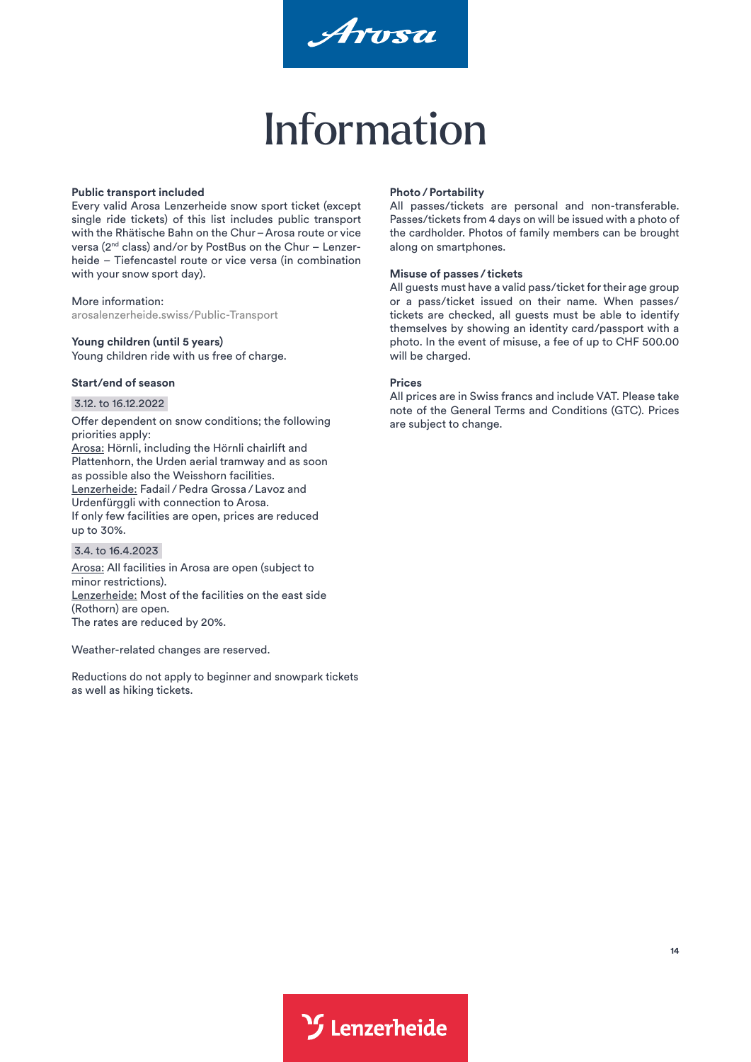# Information

**Public transport included**
Every valid Arosa Lenzerheide snow sport ticket (except single ride tickets) of this list includes public transport with the Rhätische Bahn on the Chur – Arosa route or vice versa (2nd class) and/or by PostBus on the Chur – Lenzerheide – Tiefencastel route or vice versa (in combination with your snow sport day).

More information:
arosalenzerheide.swiss/Public-Transport

**Young children (until 5 years)**
Young children ride with us free of charge.

**Start/end of season**

3.12. to 16.12.2022

Offer dependent on snow conditions; the following priorities apply:
Arosa: Hörnli, including the Hörnli chairlift and Plattenhorn, the Urden aerial tramway and as soon as possible also the Weisshorn facilities.
Lenzerheide: Fadail / Pedra Grossa / Lavoz and Urdenfürggli with connection to Arosa.
If only few facilities are open, prices are reduced up to 30%.

3.4. to 16.4.2023

Arosa: All facilities in Arosa are open (subject to minor restrictions).
Lenzerheide: Most of the facilities on the east side (Rothorn) are open.
The rates are reduced by 20%.

Weather-related changes are reserved.

Reductions do not apply to beginner and snowpark tickets as well as hiking tickets.

**Photo / Portability**
All passes/tickets are personal and non-transferable. Passes/tickets from 4 days on will be issued with a photo of the cardholder. Photos of family members can be brought along on smartphones.

**Misuse of passes / tickets**
All guests must have a valid pass/ticket for their age group or a pass/ticket issued on their name. When passes/tickets are checked, all guests must be able to identify themselves by showing an identity card/passport with a photo. In the event of misuse, a fee of up to CHF 500.00 will be charged.

**Prices**
All prices are in Swiss francs and include VAT. Please take note of the General Terms and Conditions (GTC). Prices are subject to change.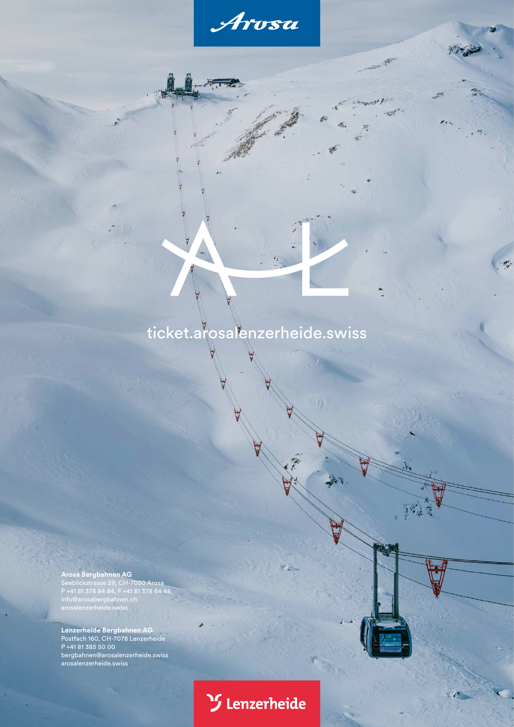Arosa

ticket.arosalenzerheide.swiss

**Arosa Bergbahnen AG**
Seeblickstrasse 29, CH-7050 Arosa
P +41 81 378 84 84, F +41 81 378 84 48
info@arosabergbahnen.ch
arosalenzerheide.swiss

**Lenzerheide Bergbahnen AG**
Postfach 160, CH-7078 Lenzerheide
P +41 81 385 50 00
bergbahnen@arosalenzerheide.swiss
arosalenzerheide.swiss

Lenzerheide